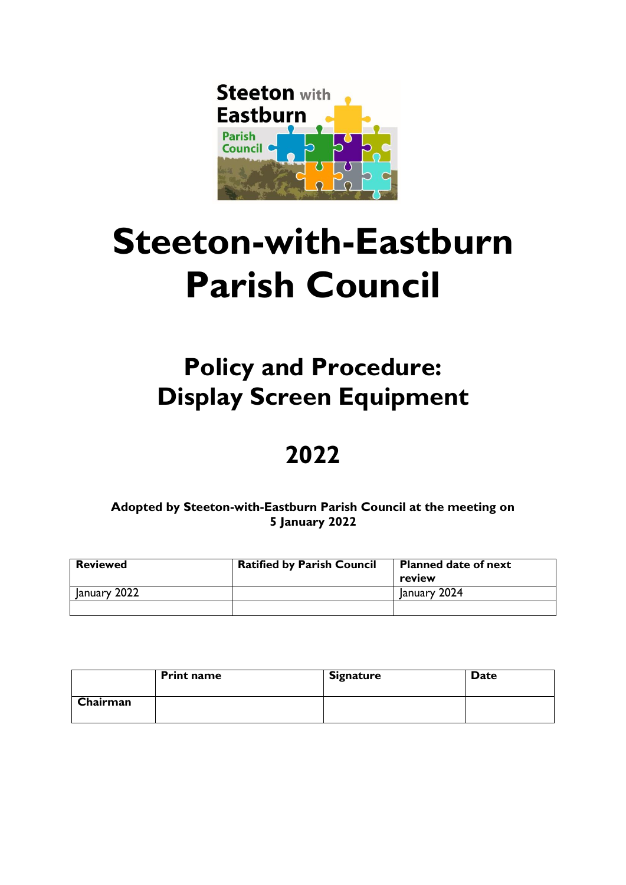# Steeton-with-Eastburn Parish Council

## Policy and Procedure: Display Screen Equipment

## 2022

**Adopted by Steeton-with-Eastburn Parish Council at the meeting on 5 January 2022**

| Reviewed | Ratified by Parish Council | Planned date of next review |
| --- | --- | --- |
| January 2022 | | January 2024 |
| | | |

| | Print name | Signature | Date |
| --- | --- | --- | --- |
| **Chairman** | | | |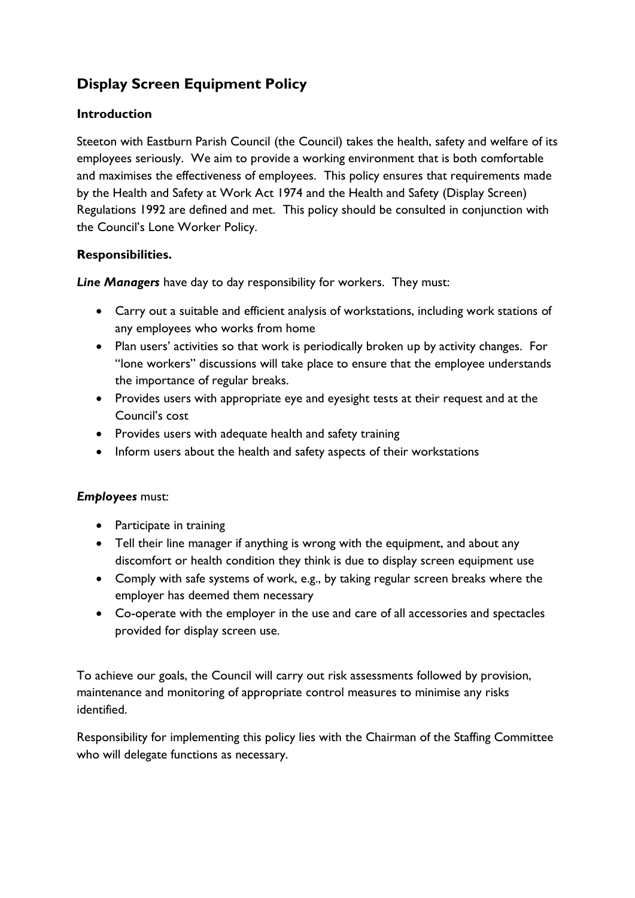## Display Screen Equipment Policy

### Introduction

Steeton with Eastburn Parish Council (the Council) takes the health, safety and welfare of its employees seriously. We aim to provide a working environment that is both comfortable and maximises the effectiveness of employees. This policy ensures that requirements made by the Health and Safety at Work Act 1974 and the Health and Safety (Display Screen) Regulations 1992 are defined and met. This policy should be consulted in conjunction with the Council's Lone Worker Policy.

### Responsibilities.

***Line Managers*** have day to day responsibility for workers. They must:

- Carry out a suitable and efficient analysis of workstations, including work stations of any employees who works from home
- Plan users' activities so that work is periodically broken up by activity changes. For "lone workers" discussions will take place to ensure that the employee understands the importance of regular breaks.
- Provides users with appropriate eye and eyesight tests at their request and at the Council's cost
- Provides users with adequate health and safety training
- Inform users about the health and safety aspects of their workstations

***Employees*** must:

- Participate in training
- Tell their line manager if anything is wrong with the equipment, and about any discomfort or health condition they think is due to display screen equipment use
- Comply with safe systems of work, e.g., by taking regular screen breaks where the employer has deemed them necessary
- Co-operate with the employer in the use and care of all accessories and spectacles provided for display screen use.

To achieve our goals, the Council will carry out risk assessments followed by provision, maintenance and monitoring of appropriate control measures to minimise any risks identified.

Responsibility for implementing this policy lies with the Chairman of the Staffing Committee who will delegate functions as necessary.